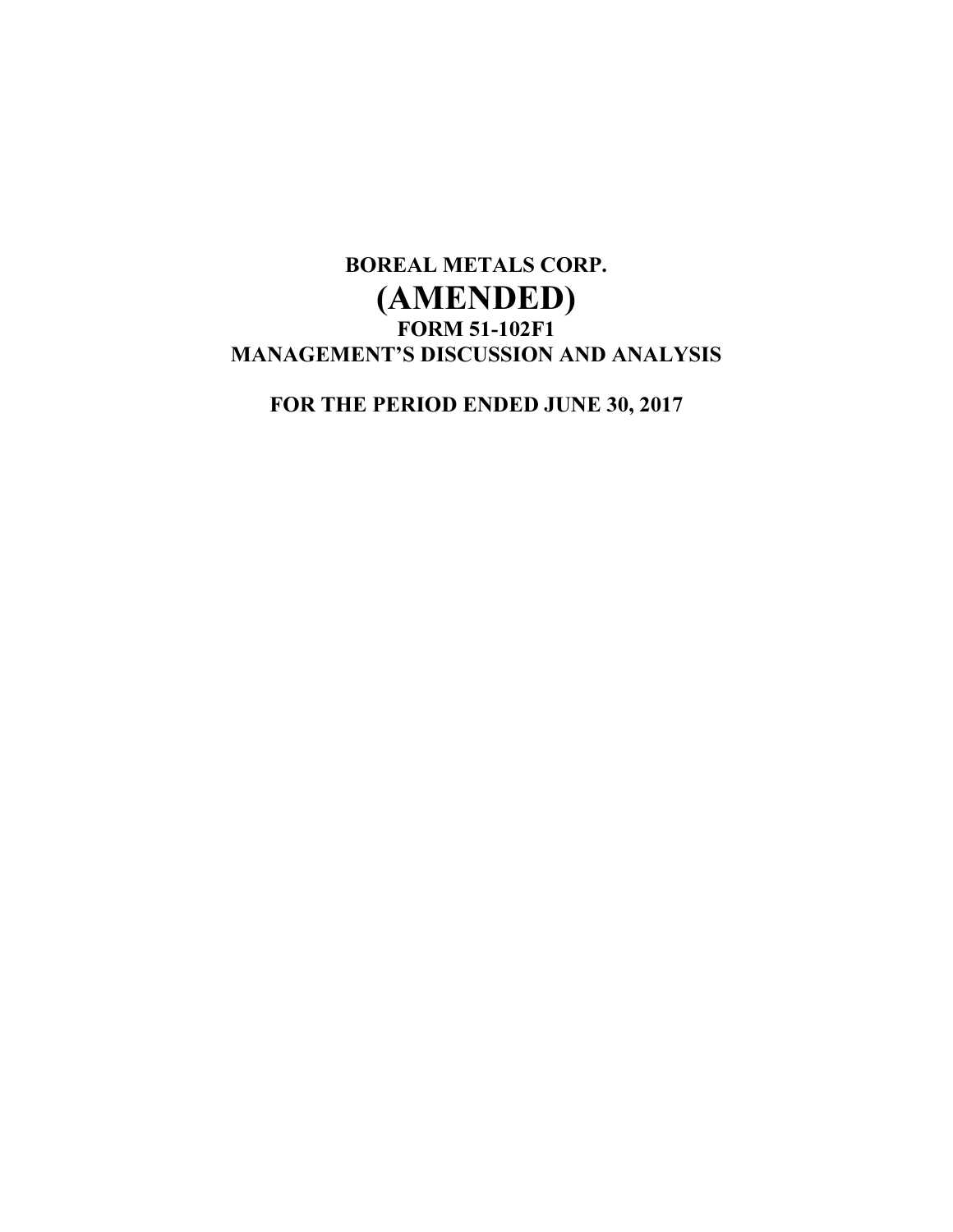# BOREAL METALS CORP.

# (AMENDED)

## FORM 51-102F1

## MANAGEMENT'S DISCUSSION AND ANALYSIS

## FOR THE PERIOD ENDED JUNE 30, 2017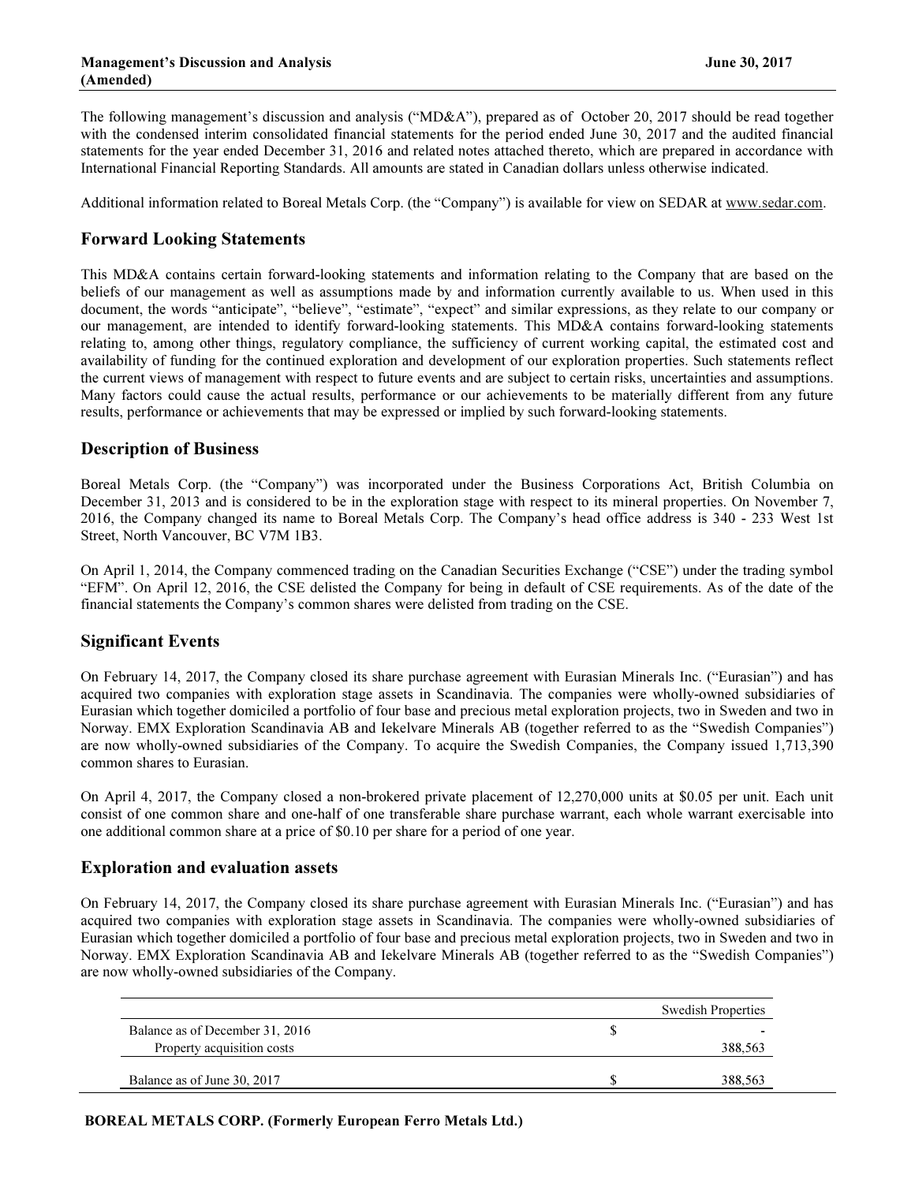The following management's discussion and analysis ("MD&A"), prepared as of October 20, 2017 should be read together with the condensed interim consolidated financial statements for the period ended June 30, 2017 and the audited financial statements for the year ended December 31, 2016 and related notes attached thereto, which are prepared in accordance with International Financial Reporting Standards. All amounts are stated in Canadian dollars unless otherwise indicated.

Additional information related to Boreal Metals Corp. (the "Company") is available for view on SEDAR at www.sedar.com.

## Forward Looking Statements

This MD&A contains certain forward-looking statements and information relating to the Company that are based on the beliefs of our management as well as assumptions made by and information currently available to us. When used in this document, the words "anticipate", "believe", "estimate", "expect" and similar expressions, as they relate to our company or our management, are intended to identify forward-looking statements. This MD&A contains forward-looking statements relating to, among other things, regulatory compliance, the sufficiency of current working capital, the estimated cost and availability of funding for the continued exploration and development of our exploration properties. Such statements reflect the current views of management with respect to future events and are subject to certain risks, uncertainties and assumptions. Many factors could cause the actual results, performance or our achievements to be materially different from any future results, performance or achievements that may be expressed or implied by such forward-looking statements.

## Description of Business

Boreal Metals Corp. (the "Company") was incorporated under the Business Corporations Act, British Columbia on December 31, 2013 and is considered to be in the exploration stage with respect to its mineral properties. On November 7, 2016, the Company changed its name to Boreal Metals Corp. The Company's head office address is 340 - 233 West 1st Street, North Vancouver, BC V7M 1B3.

On April 1, 2014, the Company commenced trading on the Canadian Securities Exchange ("CSE") under the trading symbol "EFM". On April 12, 2016, the CSE delisted the Company for being in default of CSE requirements. As of the date of the financial statements the Company's common shares were delisted from trading on the CSE.

## Significant Events

On February 14, 2017, the Company closed its share purchase agreement with Eurasian Minerals Inc. ("Eurasian") and has acquired two companies with exploration stage assets in Scandinavia. The companies were wholly-owned subsidiaries of Eurasian which together domiciled a portfolio of four base and precious metal exploration projects, two in Sweden and two in Norway. EMX Exploration Scandinavia AB and Iekelvare Minerals AB (together referred to as the "Swedish Companies") are now wholly-owned subsidiaries of the Company. To acquire the Swedish Companies, the Company issued 1,713,390 common shares to Eurasian.

On April 4, 2017, the Company closed a non-brokered private placement of 12,270,000 units at $0.05 per unit. Each unit consist of one common share and one-half of one transferable share purchase warrant, each whole warrant exercisable into one additional common share at a price of $0.10 per share for a period of one year.

## Exploration and evaluation assets

On February 14, 2017, the Company closed its share purchase agreement with Eurasian Minerals Inc. ("Eurasian") and has acquired two companies with exploration stage assets in Scandinavia. The companies were wholly-owned subsidiaries of Eurasian which together domiciled a portfolio of four base and precious metal exploration projects, two in Sweden and two in Norway. EMX Exploration Scandinavia AB and Iekelvare Minerals AB (together referred to as the "Swedish Companies") are now wholly-owned subsidiaries of the Company.

| | | Swedish Properties |
|---|---|---|
| Balance as of December 31, 2016 | $ | - |
| Property acquisition costs | | 388,563 |
| Balance as of June 30, 2017 | $ | 388,563 |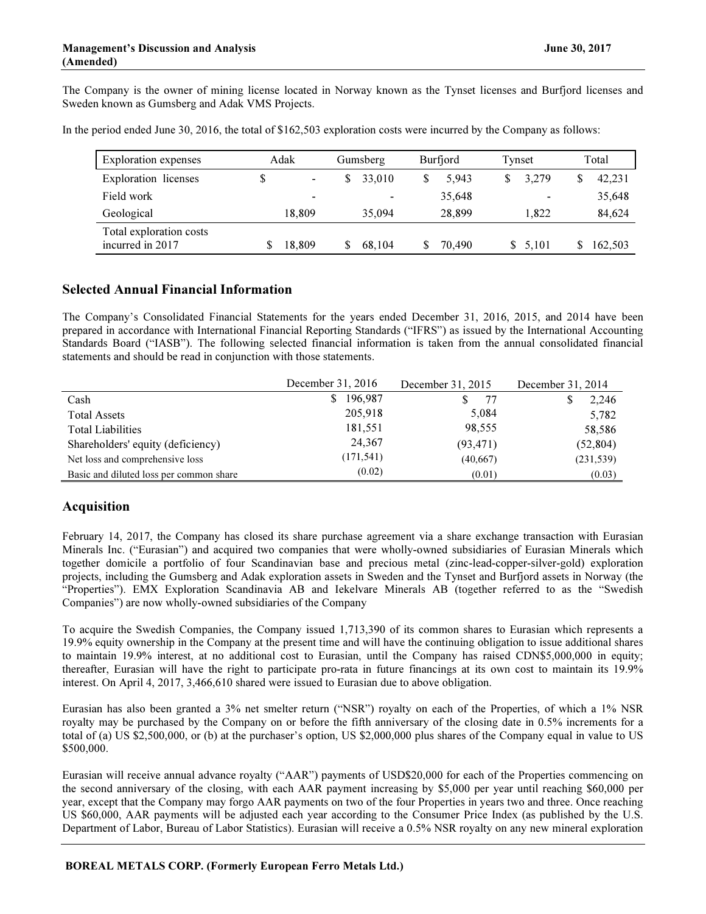The Company is the owner of mining license located in Norway known as the Tynset licenses and Burfjord licenses and Sweden known as Gumsberg and Adak VMS Projects.

In the period ended June 30, 2016, the total of $162,503 exploration costs were incurred by the Company as follows:

| Exploration expenses | Adak | Gumsberg | Burfjord | Tynset | Total |
|---|---|---|---|---|---|
| Exploration licenses | $ - | $ 33,010 | $ 5,943 | $ 3,279 | $ 42,231 |
| Field work | - | - | 35,648 | - | 35,648 |
| Geological | 18,809 | 35,094 | 28,899 | 1,822 | 84,624 |
| Total exploration costs incurred in 2017 | $ 18,809 | $ 68,104 | $ 70,490 | $ 5,101 | $ 162,503 |

## Selected Annual Financial Information

The Company's Consolidated Financial Statements for the years ended December 31, 2016, 2015, and 2014 have been prepared in accordance with International Financial Reporting Standards ("IFRS") as issued by the International Accounting Standards Board ("IASB"). The following selected financial information is taken from the annual consolidated financial statements and should be read in conjunction with those statements.

| | December 31, 2016 | December 31, 2015 | December 31, 2014 |
|---|---|---|---|
| Cash | $ 196,987 | $ 77 | $ 2,246 |
| Total Assets | 205,918 | 5,084 | 5,782 |
| Total Liabilities | 181,551 | 98,555 | 58,586 |
| Shareholders' equity (deficiency) | 24,367 | (93,471) | (52,804) |
| Net loss and comprehensive loss | (171,541) | (40,667) | (231,539) |
| Basic and diluted loss per common share | (0.02) | (0.01) | (0.03) |

## Acquisition

February 14, 2017, the Company has closed its share purchase agreement via a share exchange transaction with Eurasian Minerals Inc. ("Eurasian") and acquired two companies that were wholly-owned subsidiaries of Eurasian Minerals which together domicile a portfolio of four Scandinavian base and precious metal (zinc-lead-copper-silver-gold) exploration projects, including the Gumsberg and Adak exploration assets in Sweden and the Tynset and Burfjord assets in Norway (the "Properties"). EMX Exploration Scandinavia AB and Iekelvare Minerals AB (together referred to as the "Swedish Companies") are now wholly-owned subsidiaries of the Company

To acquire the Swedish Companies, the Company issued 1,713,390 of its common shares to Eurasian which represents a 19.9% equity ownership in the Company at the present time and will have the continuing obligation to issue additional shares to maintain 19.9% interest, at no additional cost to Eurasian, until the Company has raised CDN$5,000,000 in equity; thereafter, Eurasian will have the right to participate pro-rata in future financings at its own cost to maintain its 19.9% interest. On April 4, 2017, 3,466,610 shared were issued to Eurasian due to above obligation.

Eurasian has also been granted a 3% net smelter return ("NSR") royalty on each of the Properties, of which a 1% NSR royalty may be purchased by the Company on or before the fifth anniversary of the closing date in 0.5% increments for a total of (a) US $2,500,000, or (b) at the purchaser's option, US $2,000,000 plus shares of the Company equal in value to US $500,000.

Eurasian will receive annual advance royalty ("AAR") payments of USD$20,000 for each of the Properties commencing on the second anniversary of the closing, with each AAR payment increasing by $5,000 per year until reaching $60,000 per year, except that the Company may forgo AAR payments on two of the four Properties in years two and three. Once reaching US $60,000, AAR payments will be adjusted each year according to the Consumer Price Index (as published by the U.S. Department of Labor, Bureau of Labor Statistics). Eurasian will receive a 0.5% NSR royalty on any new mineral exploration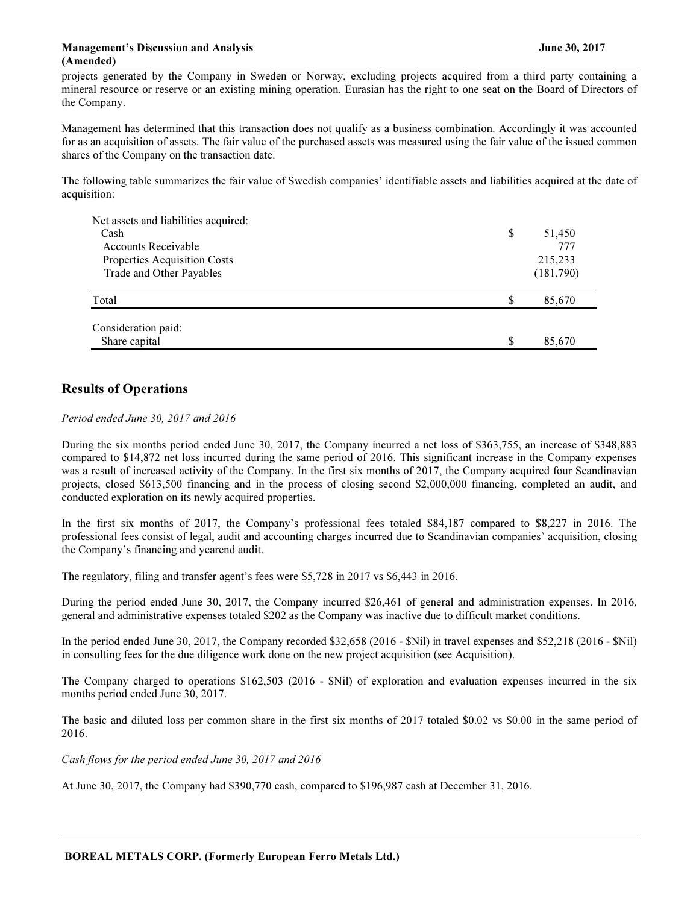projects generated by the Company in Sweden or Norway, excluding projects acquired from a third party containing a mineral resource or reserve or an existing mining operation. Eurasian has the right to one seat on the Board of Directors of the Company.

Management has determined that this transaction does not qualify as a business combination. Accordingly it was accounted for as an acquisition of assets. The fair value of the purchased assets was measured using the fair value of the issued common shares of the Company on the transaction date.

The following table summarizes the fair value of Swedish companies' identifiable assets and liabilities acquired at the date of acquisition:

| | | |
|---|---|---|
| Net assets and liabilities acquired: | | |
| Cash | $ | 51,450 |
| Accounts Receivable | | 777 |
| Properties Acquisition Costs | | 215,233 |
| Trade and Other Payables | | (181,790) |
| Total | $ | 85,670 |
| Consideration paid: | | |
| Share capital | $ | 85,670 |

## Results of Operations

*Period ended June 30, 2017 and 2016*

During the six months period ended June 30, 2017, the Company incurred a net loss of $363,755, an increase of $348,883 compared to $14,872 net loss incurred during the same period of 2016. This significant increase in the Company expenses was a result of increased activity of the Company. In the first six months of 2017, the Company acquired four Scandinavian projects, closed $613,500 financing and in the process of closing second $2,000,000 financing, completed an audit, and conducted exploration on its newly acquired properties.

In the first six months of 2017, the Company's professional fees totaled $84,187 compared to $8,227 in 2016. The professional fees consist of legal, audit and accounting charges incurred due to Scandinavian companies' acquisition, closing the Company's financing and yearend audit.

The regulatory, filing and transfer agent's fees were $5,728 in 2017 vs $6,443 in 2016.

During the period ended June 30, 2017, the Company incurred $26,461 of general and administration expenses. In 2016, general and administrative expenses totaled $202 as the Company was inactive due to difficult market conditions.

In the period ended June 30, 2017, the Company recorded $32,658 (2016 - $Nil) in travel expenses and $52,218 (2016 - $Nil) in consulting fees for the due diligence work done on the new project acquisition (see Acquisition).

The Company charged to operations $162,503 (2016 - $Nil) of exploration and evaluation expenses incurred in the six months period ended June 30, 2017.

The basic and diluted loss per common share in the first six months of 2017 totaled $0.02 vs $0.00 in the same period of 2016.

*Cash flows for the period ended June 30, 2017 and 2016*

At June 30, 2017, the Company had $390,770 cash, compared to $196,987 cash at December 31, 2016.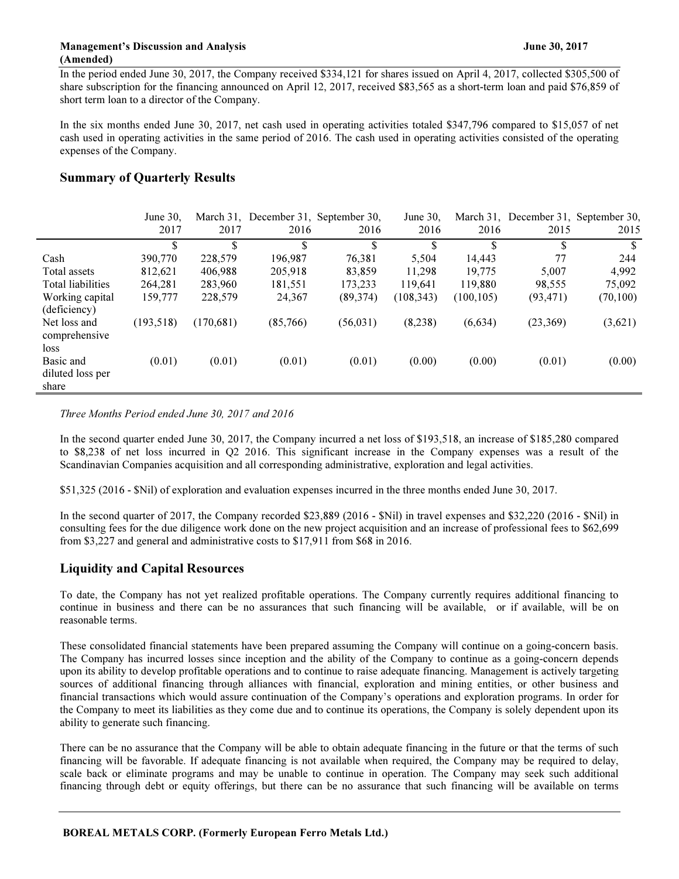In the period ended June 30, 2017, the Company received $334,121 for shares issued on April 4, 2017, collected $305,500 of share subscription for the financing announced on April 12, 2017, received $83,565 as a short-term loan and paid $76,859 of short term loan to a director of the Company.

In the six months ended June 30, 2017, net cash used in operating activities totaled $347,796 compared to $15,057 of net cash used in operating activities in the same period of 2016. The cash used in operating activities consisted of the operating expenses of the Company.

## Summary of Quarterly Results

| | June 30, 2017 | March 31, 2017 | December 31, 2016 | September 30, 2016 | June 30, 2016 | March 31, 2016 | December 31, 2015 | September 30, 2015 |
|---|---|---|---|---|---|---|---|---|
| | $ | $ | $ | $ | $ | $ | $ | $ |
| Cash | 390,770 | 228,579 | 196,987 | 76,381 | 5,504 | 14,443 | 77 | 244 |
| Total assets | 812,621 | 406,988 | 205,918 | 83,859 | 11,298 | 19,775 | 5,007 | 4,992 |
| Total liabilities | 264,281 | 283,960 | 181,551 | 173,233 | 119,641 | 119,880 | 98,555 | 75,092 |
| Working capital (deficiency) | 159,777 | 228,579 | 24,367 | (89,374) | (108,343) | (100,105) | (93,471) | (70,100) |
| Net loss and comprehensive loss | (193,518) | (170,681) | (85,766) | (56,031) | (8,238) | (6,634) | (23,369) | (3,621) |
| Basic and diluted loss per share | (0.01) | (0.01) | (0.01) | (0.01) | (0.00) | (0.00) | (0.01) | (0.00) |

*Three Months Period ended June 30, 2017 and 2016*

In the second quarter ended June 30, 2017, the Company incurred a net loss of $193,518, an increase of $185,280 compared to $8,238 of net loss incurred in Q2 2016. This significant increase in the Company expenses was a result of the Scandinavian Companies acquisition and all corresponding administrative, exploration and legal activities.

$51,325 (2016 - $Nil) of exploration and evaluation expenses incurred in the three months ended June 30, 2017.

In the second quarter of 2017, the Company recorded $23,889 (2016 - $Nil) in travel expenses and $32,220 (2016 - $Nil) in consulting fees for the due diligence work done on the new project acquisition and an increase of professional fees to $62,699 from $3,227 and general and administrative costs to $17,911 from $68 in 2016.

## Liquidity and Capital Resources

To date, the Company has not yet realized profitable operations. The Company currently requires additional financing to continue in business and there can be no assurances that such financing will be available, or if available, will be on reasonable terms.

These consolidated financial statements have been prepared assuming the Company will continue on a going-concern basis. The Company has incurred losses since inception and the ability of the Company to continue as a going-concern depends upon its ability to develop profitable operations and to continue to raise adequate financing. Management is actively targeting sources of additional financing through alliances with financial, exploration and mining entities, or other business and financial transactions which would assure continuation of the Company's operations and exploration programs. In order for the Company to meet its liabilities as they come due and to continue its operations, the Company is solely dependent upon its ability to generate such financing.

There can be no assurance that the Company will be able to obtain adequate financing in the future or that the terms of such financing will be favorable. If adequate financing is not available when required, the Company may be required to delay, scale back or eliminate programs and may be unable to continue in operation. The Company may seek such additional financing through debt or equity offerings, but there can be no assurance that such financing will be available on terms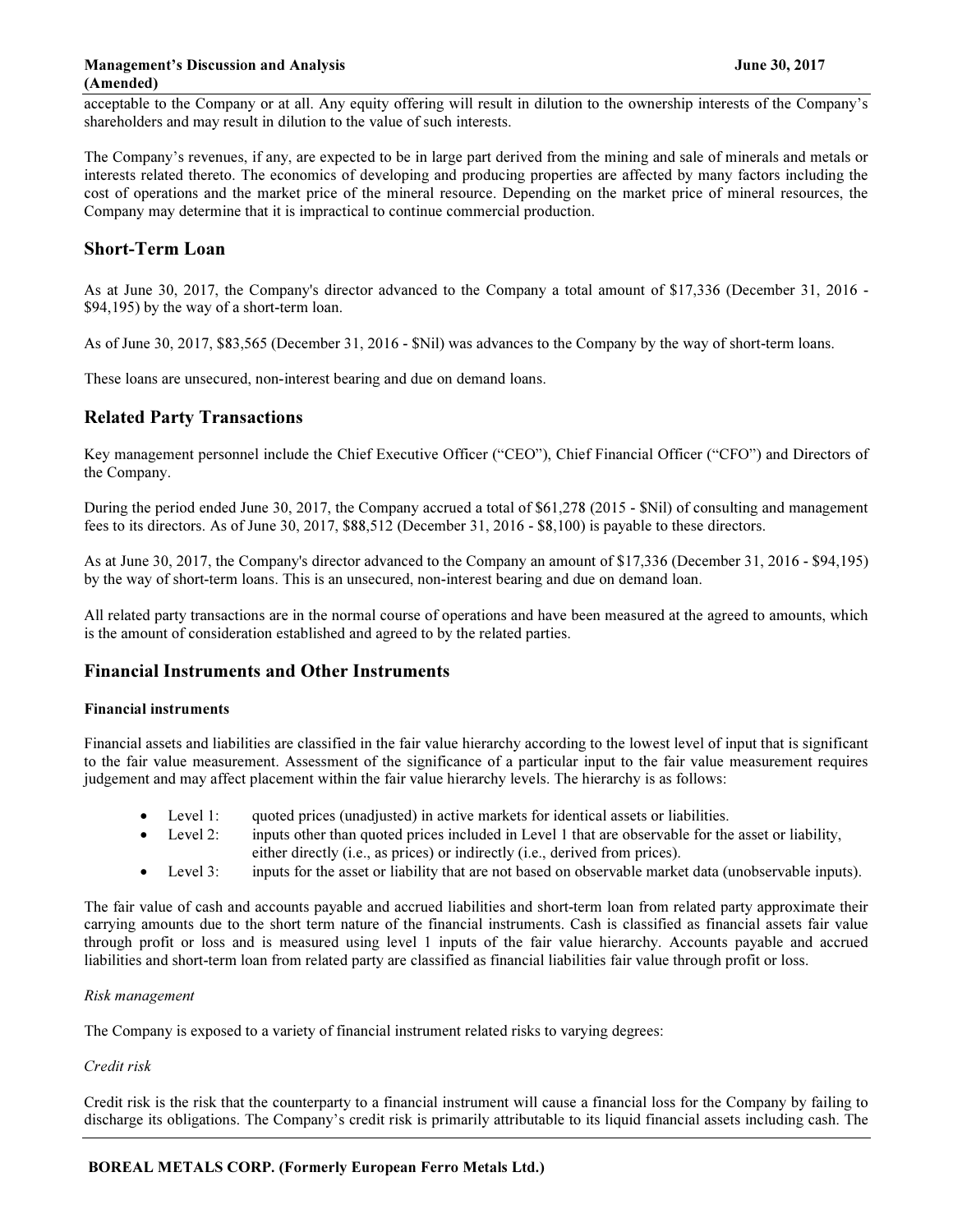acceptable to the Company or at all. Any equity offering will result in dilution to the ownership interests of the Company's shareholders and may result in dilution to the value of such interests.

The Company's revenues, if any, are expected to be in large part derived from the mining and sale of minerals and metals or interests related thereto. The economics of developing and producing properties are affected by many factors including the cost of operations and the market price of the mineral resource. Depending on the market price of mineral resources, the Company may determine that it is impractical to continue commercial production.

## Short-Term Loan

As at June 30, 2017, the Company's director advanced to the Company a total amount of $17,336 (December 31, 2016 - $94,195) by the way of a short-term loan.

As of June 30, 2017, $83,565 (December 31, 2016 - $Nil) was advances to the Company by the way of short-term loans.

These loans are unsecured, non-interest bearing and due on demand loans.

## Related Party Transactions

Key management personnel include the Chief Executive Officer ("CEO"), Chief Financial Officer ("CFO") and Directors of the Company.

During the period ended June 30, 2017, the Company accrued a total of $61,278 (2015 - $Nil) of consulting and management fees to its directors. As of June 30, 2017, $88,512 (December 31, 2016 - $8,100) is payable to these directors.

As at June 30, 2017, the Company's director advanced to the Company an amount of $17,336 (December 31, 2016 - $94,195) by the way of short-term loans. This is an unsecured, non-interest bearing and due on demand loan.

All related party transactions are in the normal course of operations and have been measured at the agreed to amounts, which is the amount of consideration established and agreed to by the related parties.

## Financial Instruments and Other Instruments

### Financial instruments

Financial assets and liabilities are classified in the fair value hierarchy according to the lowest level of input that is significant to the fair value measurement. Assessment of the significance of a particular input to the fair value measurement requires judgement and may affect placement within the fair value hierarchy levels. The hierarchy is as follows:

- Level 1: quoted prices (unadjusted) in active markets for identical assets or liabilities.
- Level 2: inputs other than quoted prices included in Level 1 that are observable for the asset or liability, either directly (i.e., as prices) or indirectly (i.e., derived from prices).
- Level 3: inputs for the asset or liability that are not based on observable market data (unobservable inputs).

The fair value of cash and accounts payable and accrued liabilities and short-term loan from related party approximate their carrying amounts due to the short term nature of the financial instruments. Cash is classified as financial assets fair value through profit or loss and is measured using level 1 inputs of the fair value hierarchy. Accounts payable and accrued liabilities and short-term loan from related party are classified as financial liabilities fair value through profit or loss.

*Risk management*

The Company is exposed to a variety of financial instrument related risks to varying degrees:

*Credit risk*

Credit risk is the risk that the counterparty to a financial instrument will cause a financial loss for the Company by failing to discharge its obligations. The Company's credit risk is primarily attributable to its liquid financial assets including cash. The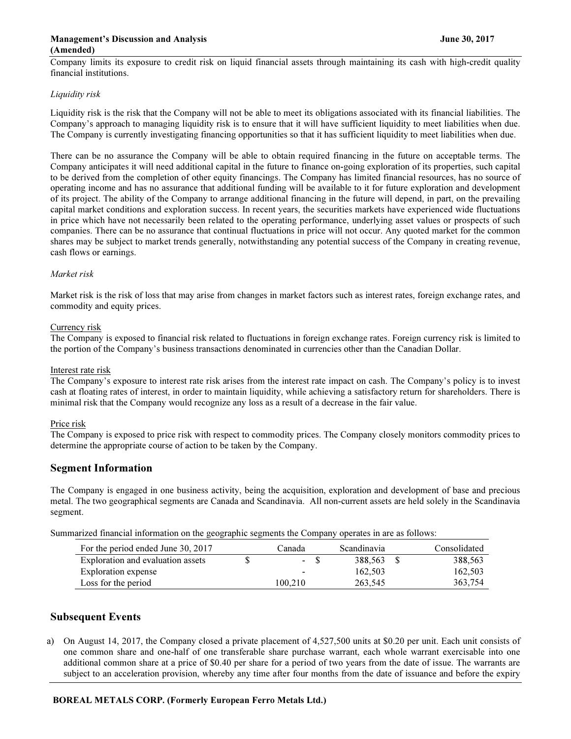Company limits its exposure to credit risk on liquid financial assets through maintaining its cash with high-credit quality financial institutions.

*Liquidity risk*

Liquidity risk is the risk that the Company will not be able to meet its obligations associated with its financial liabilities. The Company's approach to managing liquidity risk is to ensure that it will have sufficient liquidity to meet liabilities when due. The Company is currently investigating financing opportunities so that it has sufficient liquidity to meet liabilities when due.

There can be no assurance the Company will be able to obtain required financing in the future on acceptable terms. The Company anticipates it will need additional capital in the future to finance on-going exploration of its properties, such capital to be derived from the completion of other equity financings. The Company has limited financial resources, has no source of operating income and has no assurance that additional funding will be available to it for future exploration and development of its project. The ability of the Company to arrange additional financing in the future will depend, in part, on the prevailing capital market conditions and exploration success. In recent years, the securities markets have experienced wide fluctuations in price which have not necessarily been related to the operating performance, underlying asset values or prospects of such companies. There can be no assurance that continual fluctuations in price will not occur. Any quoted market for the common shares may be subject to market trends generally, notwithstanding any potential success of the Company in creating revenue, cash flows or earnings.

*Market risk*

Market risk is the risk of loss that may arise from changes in market factors such as interest rates, foreign exchange rates, and commodity and equity prices.

Currency risk
The Company is exposed to financial risk related to fluctuations in foreign exchange rates. Foreign currency risk is limited to the portion of the Company's business transactions denominated in currencies other than the Canadian Dollar.

Interest rate risk
The Company's exposure to interest rate risk arises from the interest rate impact on cash. The Company's policy is to invest cash at floating rates of interest, in order to maintain liquidity, while achieving a satisfactory return for shareholders. There is minimal risk that the Company would recognize any loss as a result of a decrease in the fair value.

Price risk
The Company is exposed to price risk with respect to commodity prices. The Company closely monitors commodity prices to determine the appropriate course of action to be taken by the Company.

## Segment Information

The Company is engaged in one business activity, being the acquisition, exploration and development of base and precious metal. The two geographical segments are Canada and Scandinavia. All non-current assets are held solely in the Scandinavia segment.

Summarized financial information on the geographic segments the Company operates in are as follows:

| For the period ended June 30, 2017 | Canada | Scandinavia | Consolidated |
|---|---|---|---|
| Exploration and evaluation assets | $ - | $ 388,563 | $ 388,563 |
| Exploration expense | - | 162,503 | 162,503 |
| Loss for the period | 100,210 | 263,545 | 363,754 |

## Subsequent Events

a) On August 14, 2017, the Company closed a private placement of 4,527,500 units at $0.20 per unit. Each unit consists of one common share and one-half of one transferable share purchase warrant, each whole warrant exercisable into one additional common share at a price of $0.40 per share for a period of two years from the date of issue. The warrants are subject to an acceleration provision, whereby any time after four months from the date of issuance and before the expiry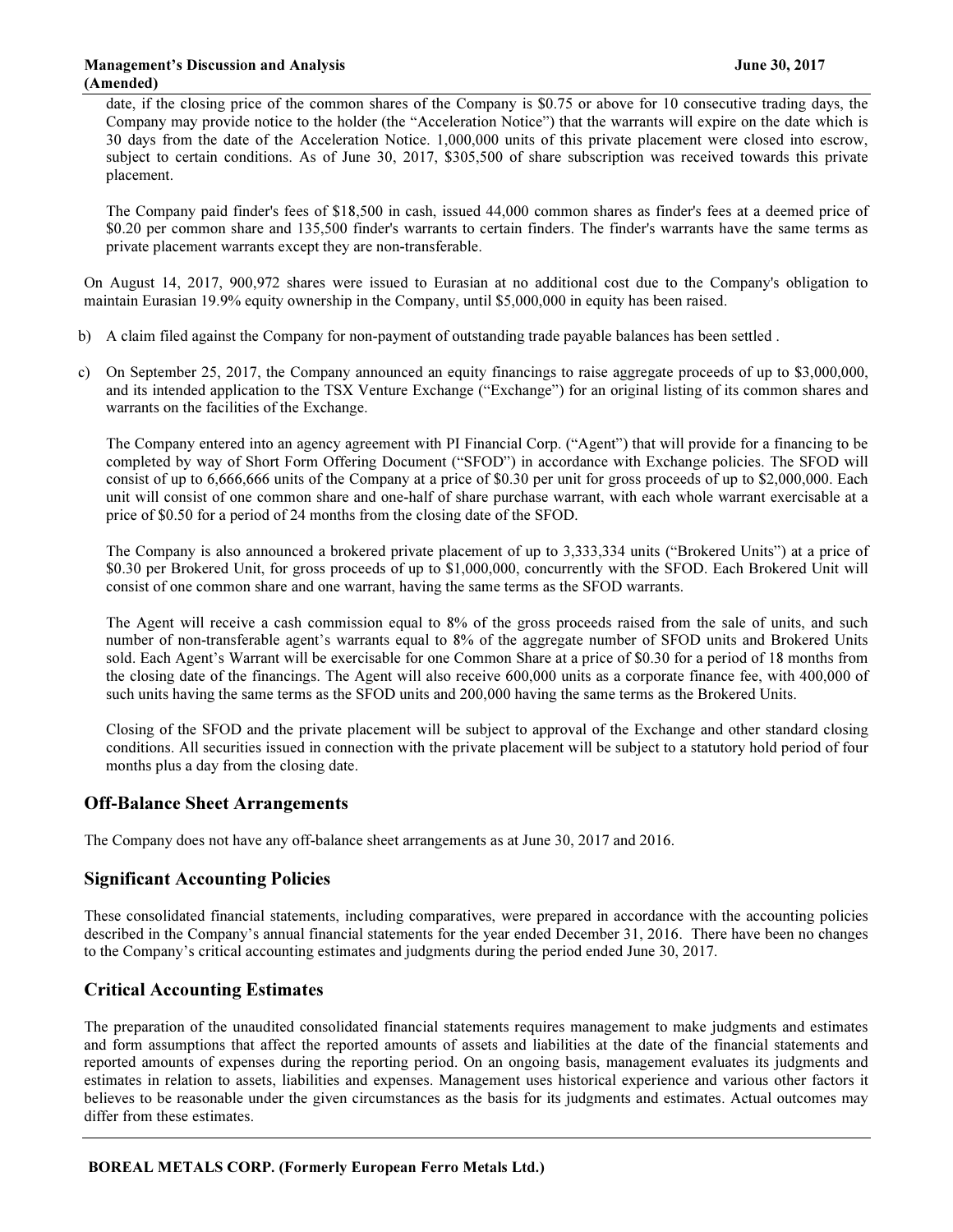date, if the closing price of the common shares of the Company is $0.75 or above for 10 consecutive trading days, the Company may provide notice to the holder (the "Acceleration Notice") that the warrants will expire on the date which is 30 days from the date of the Acceleration Notice. 1,000,000 units of this private placement were closed into escrow, subject to certain conditions. As of June 30, 2017, $305,500 of share subscription was received towards this private placement.

The Company paid finder's fees of $18,500 in cash, issued 44,000 common shares as finder's fees at a deemed price of $0.20 per common share and 135,500 finder's warrants to certain finders. The finder's warrants have the same terms as private placement warrants except they are non-transferable.

On August 14, 2017, 900,972 shares were issued to Eurasian at no additional cost due to the Company's obligation to maintain Eurasian 19.9% equity ownership in the Company, until $5,000,000 in equity has been raised.

b) A claim filed against the Company for non-payment of outstanding trade payable balances has been settled .

c) On September 25, 2017, the Company announced an equity financings to raise aggregate proceeds of up to $3,000,000, and its intended application to the TSX Venture Exchange ("Exchange") for an original listing of its common shares and warrants on the facilities of the Exchange.

   The Company entered into an agency agreement with PI Financial Corp. ("Agent") that will provide for a financing to be completed by way of Short Form Offering Document ("SFOD") in accordance with Exchange policies. The SFOD will consist of up to 6,666,666 units of the Company at a price of $0.30 per unit for gross proceeds of up to $2,000,000. Each unit will consist of one common share and one-half of share purchase warrant, with each whole warrant exercisable at a price of $0.50 for a period of 24 months from the closing date of the SFOD.

   The Company is also announced a brokered private placement of up to 3,333,334 units ("Brokered Units") at a price of $0.30 per Brokered Unit, for gross proceeds of up to $1,000,000, concurrently with the SFOD. Each Brokered Unit will consist of one common share and one warrant, having the same terms as the SFOD warrants.

   The Agent will receive a cash commission equal to 8% of the gross proceeds raised from the sale of units, and such number of non-transferable agent's warrants equal to 8% of the aggregate number of SFOD units and Brokered Units sold. Each Agent's Warrant will be exercisable for one Common Share at a price of $0.30 for a period of 18 months from the closing date of the financings. The Agent will also receive 600,000 units as a corporate finance fee, with 400,000 of such units having the same terms as the SFOD units and 200,000 having the same terms as the Brokered Units.

   Closing of the SFOD and the private placement will be subject to approval of the Exchange and other standard closing conditions. All securities issued in connection with the private placement will be subject to a statutory hold period of four months plus a day from the closing date.

## Off-Balance Sheet Arrangements

The Company does not have any off-balance sheet arrangements as at June 30, 2017 and 2016.

## Significant Accounting Policies

These consolidated financial statements, including comparatives, were prepared in accordance with the accounting policies described in the Company's annual financial statements for the year ended December 31, 2016. There have been no changes to the Company's critical accounting estimates and judgments during the period ended June 30, 2017.

## Critical Accounting Estimates

The preparation of the unaudited consolidated financial statements requires management to make judgments and estimates and form assumptions that affect the reported amounts of assets and liabilities at the date of the financial statements and reported amounts of expenses during the reporting period. On an ongoing basis, management evaluates its judgments and estimates in relation to assets, liabilities and expenses. Management uses historical experience and various other factors it believes to be reasonable under the given circumstances as the basis for its judgments and estimates. Actual outcomes may differ from these estimates.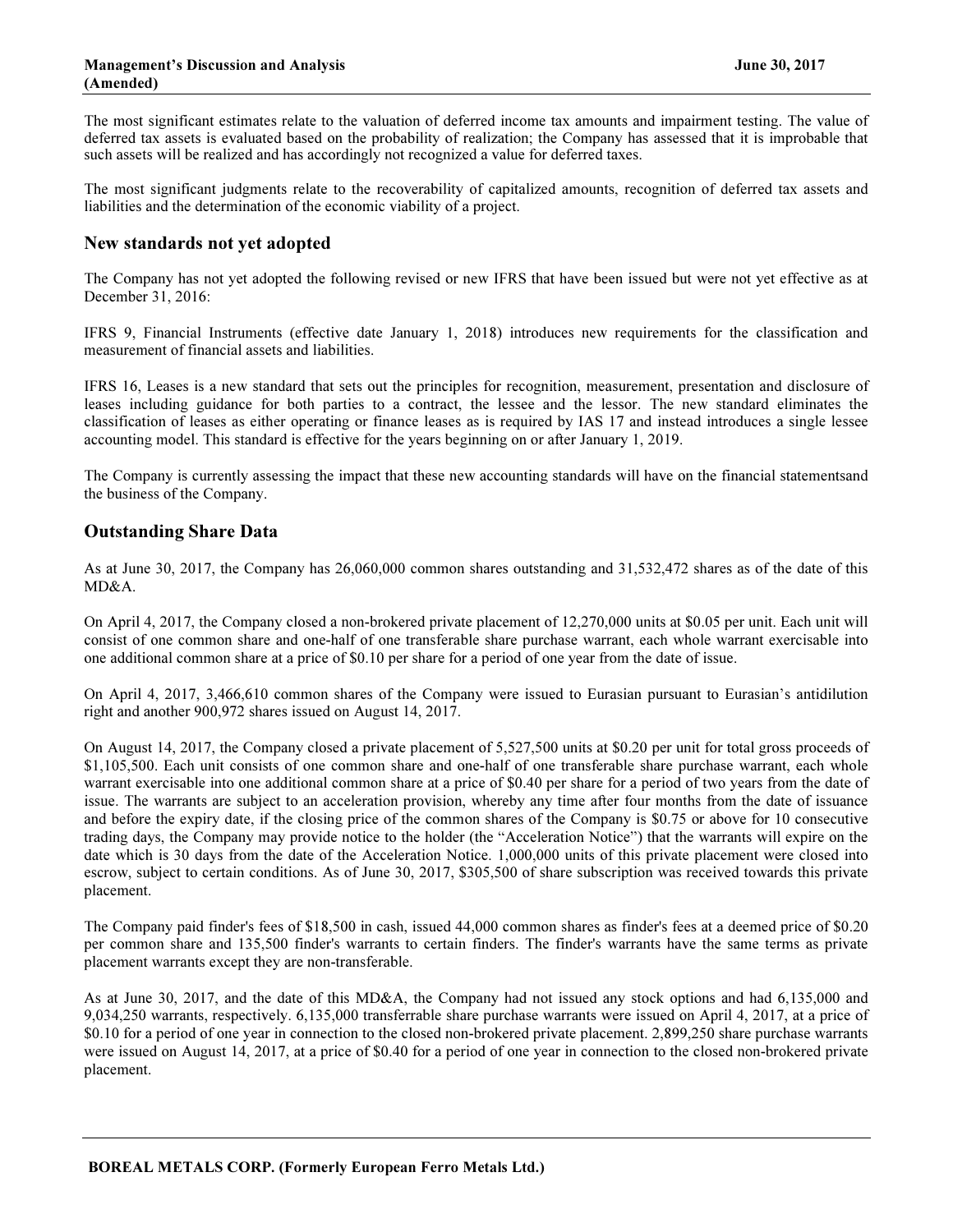The most significant estimates relate to the valuation of deferred income tax amounts and impairment testing. The value of deferred tax assets is evaluated based on the probability of realization; the Company has assessed that it is improbable that such assets will be realized and has accordingly not recognized a value for deferred taxes.

The most significant judgments relate to the recoverability of capitalized amounts, recognition of deferred tax assets and liabilities and the determination of the economic viability of a project.

## New standards not yet adopted

The Company has not yet adopted the following revised or new IFRS that have been issued but were not yet effective as at December 31, 2016:

IFRS 9, Financial Instruments (effective date January 1, 2018) introduces new requirements for the classification and measurement of financial assets and liabilities.

IFRS 16, Leases is a new standard that sets out the principles for recognition, measurement, presentation and disclosure of leases including guidance for both parties to a contract, the lessee and the lessor. The new standard eliminates the classification of leases as either operating or finance leases as is required by IAS 17 and instead introduces a single lessee accounting model. This standard is effective for the years beginning on or after January 1, 2019.

The Company is currently assessing the impact that these new accounting standards will have on the financial statementsand the business of the Company.

## Outstanding Share Data

As at June 30, 2017, the Company has 26,060,000 common shares outstanding and 31,532,472 shares as of the date of this MD&A.

On April 4, 2017, the Company closed a non-brokered private placement of 12,270,000 units at $0.05 per unit. Each unit will consist of one common share and one-half of one transferable share purchase warrant, each whole warrant exercisable into one additional common share at a price of $0.10 per share for a period of one year from the date of issue.

On April 4, 2017, 3,466,610 common shares of the Company were issued to Eurasian pursuant to Eurasian's antidilution right and another 900,972 shares issued on August 14, 2017.

On August 14, 2017, the Company closed a private placement of 5,527,500 units at $0.20 per unit for total gross proceeds of $1,105,500. Each unit consists of one common share and one-half of one transferable share purchase warrant, each whole warrant exercisable into one additional common share at a price of $0.40 per share for a period of two years from the date of issue. The warrants are subject to an acceleration provision, whereby any time after four months from the date of issuance and before the expiry date, if the closing price of the common shares of the Company is $0.75 or above for 10 consecutive trading days, the Company may provide notice to the holder (the "Acceleration Notice") that the warrants will expire on the date which is 30 days from the date of the Acceleration Notice. 1,000,000 units of this private placement were closed into escrow, subject to certain conditions. As of June 30, 2017, $305,500 of share subscription was received towards this private placement.

The Company paid finder's fees of $18,500 in cash, issued 44,000 common shares as finder's fees at a deemed price of $0.20 per common share and 135,500 finder's warrants to certain finders. The finder's warrants have the same terms as private placement warrants except they are non-transferable.

As at June 30, 2017, and the date of this MD&A, the Company had not issued any stock options and had 6,135,000 and 9,034,250 warrants, respectively. 6,135,000 transferrable share purchase warrants were issued on April 4, 2017, at a price of $0.10 for a period of one year in connection to the closed non-brokered private placement. 2,899,250 share purchase warrants were issued on August 14, 2017, at a price of $0.40 for a period of one year in connection to the closed non-brokered private placement.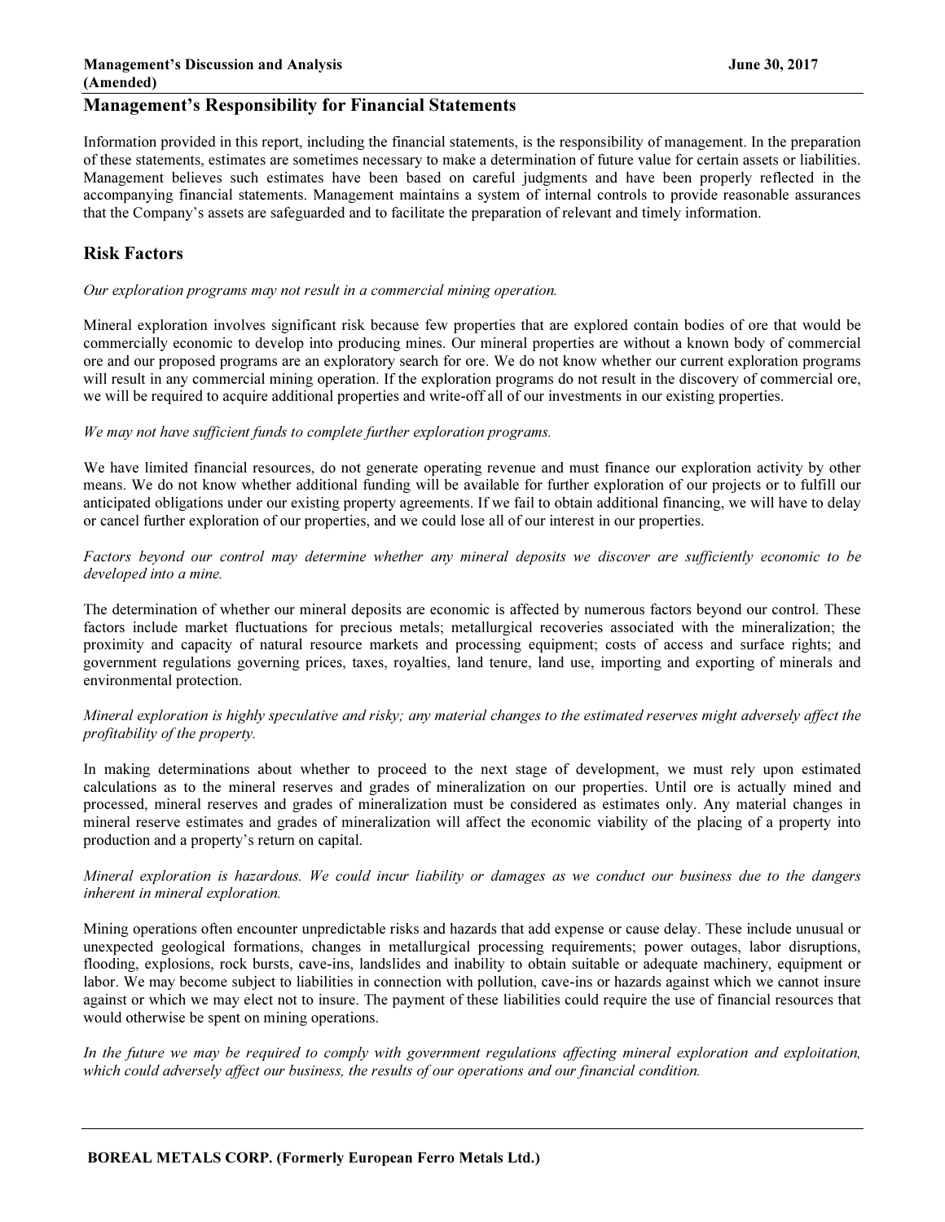## Management's Responsibility for Financial Statements

Information provided in this report, including the financial statements, is the responsibility of management. In the preparation of these statements, estimates are sometimes necessary to make a determination of future value for certain assets or liabilities. Management believes such estimates have been based on careful judgments and have been properly reflected in the accompanying financial statements. Management maintains a system of internal controls to provide reasonable assurances that the Company's assets are safeguarded and to facilitate the preparation of relevant and timely information.

## Risk Factors

*Our exploration programs may not result in a commercial mining operation.*

Mineral exploration involves significant risk because few properties that are explored contain bodies of ore that would be commercially economic to develop into producing mines. Our mineral properties are without a known body of commercial ore and our proposed programs are an exploratory search for ore. We do not know whether our current exploration programs will result in any commercial mining operation. If the exploration programs do not result in the discovery of commercial ore, we will be required to acquire additional properties and write-off all of our investments in our existing properties.

*We may not have sufficient funds to complete further exploration programs.*

We have limited financial resources, do not generate operating revenue and must finance our exploration activity by other means. We do not know whether additional funding will be available for further exploration of our projects or to fulfill our anticipated obligations under our existing property agreements. If we fail to obtain additional financing, we will have to delay or cancel further exploration of our properties, and we could lose all of our interest in our properties.

*Factors beyond our control may determine whether any mineral deposits we discover are sufficiently economic to be developed into a mine.*

The determination of whether our mineral deposits are economic is affected by numerous factors beyond our control. These factors include market fluctuations for precious metals; metallurgical recoveries associated with the mineralization; the proximity and capacity of natural resource markets and processing equipment; costs of access and surface rights; and government regulations governing prices, taxes, royalties, land tenure, land use, importing and exporting of minerals and environmental protection.

*Mineral exploration is highly speculative and risky; any material changes to the estimated reserves might adversely affect the profitability of the property.*

In making determinations about whether to proceed to the next stage of development, we must rely upon estimated calculations as to the mineral reserves and grades of mineralization on our properties. Until ore is actually mined and processed, mineral reserves and grades of mineralization must be considered as estimates only. Any material changes in mineral reserve estimates and grades of mineralization will affect the economic viability of the placing of a property into production and a property's return on capital.

*Mineral exploration is hazardous. We could incur liability or damages as we conduct our business due to the dangers inherent in mineral exploration.*

Mining operations often encounter unpredictable risks and hazards that add expense or cause delay. These include unusual or unexpected geological formations, changes in metallurgical processing requirements; power outages, labor disruptions, flooding, explosions, rock bursts, cave-ins, landslides and inability to obtain suitable or adequate machinery, equipment or labor. We may become subject to liabilities in connection with pollution, cave-ins or hazards against which we cannot insure against or which we may elect not to insure. The payment of these liabilities could require the use of financial resources that would otherwise be spent on mining operations.

*In the future we may be required to comply with government regulations affecting mineral exploration and exploitation, which could adversely affect our business, the results of our operations and our financial condition.*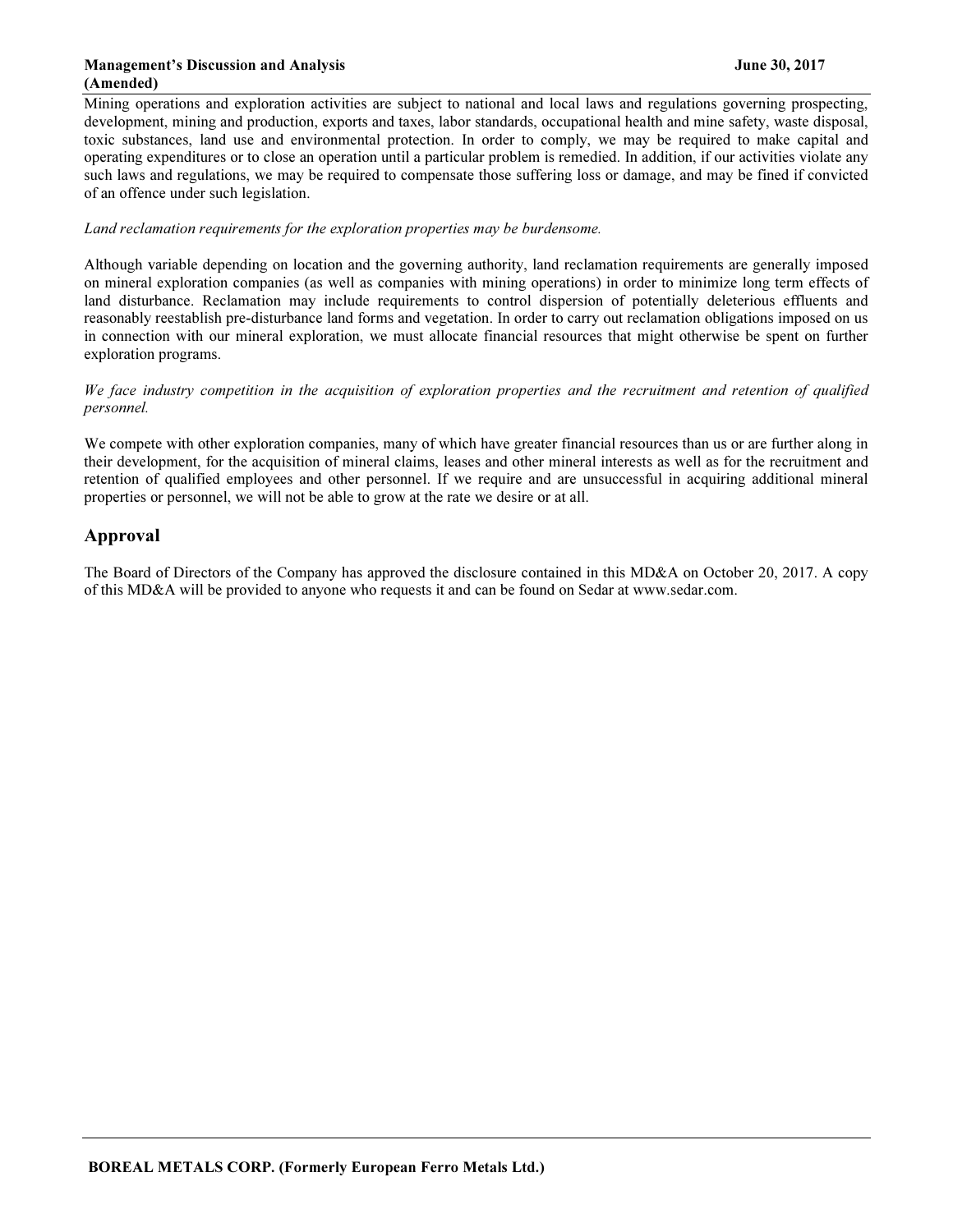Mining operations and exploration activities are subject to national and local laws and regulations governing prospecting, development, mining and production, exports and taxes, labor standards, occupational health and mine safety, waste disposal, toxic substances, land use and environmental protection. In order to comply, we may be required to make capital and operating expenditures or to close an operation until a particular problem is remedied. In addition, if our activities violate any such laws and regulations, we may be required to compensate those suffering loss or damage, and may be fined if convicted of an offence under such legislation.

*Land reclamation requirements for the exploration properties may be burdensome.*

Although variable depending on location and the governing authority, land reclamation requirements are generally imposed on mineral exploration companies (as well as companies with mining operations) in order to minimize long term effects of land disturbance. Reclamation may include requirements to control dispersion of potentially deleterious effluents and reasonably reestablish pre-disturbance land forms and vegetation. In order to carry out reclamation obligations imposed on us in connection with our mineral exploration, we must allocate financial resources that might otherwise be spent on further exploration programs.

*We face industry competition in the acquisition of exploration properties and the recruitment and retention of qualified personnel.*

We compete with other exploration companies, many of which have greater financial resources than us or are further along in their development, for the acquisition of mineral claims, leases and other mineral interests as well as for the recruitment and retention of qualified employees and other personnel. If we require and are unsuccessful in acquiring additional mineral properties or personnel, we will not be able to grow at the rate we desire or at all.

## Approval

The Board of Directors of the Company has approved the disclosure contained in this MD&A on October 20, 2017. A copy of this MD&A will be provided to anyone who requests it and can be found on Sedar at www.sedar.com.